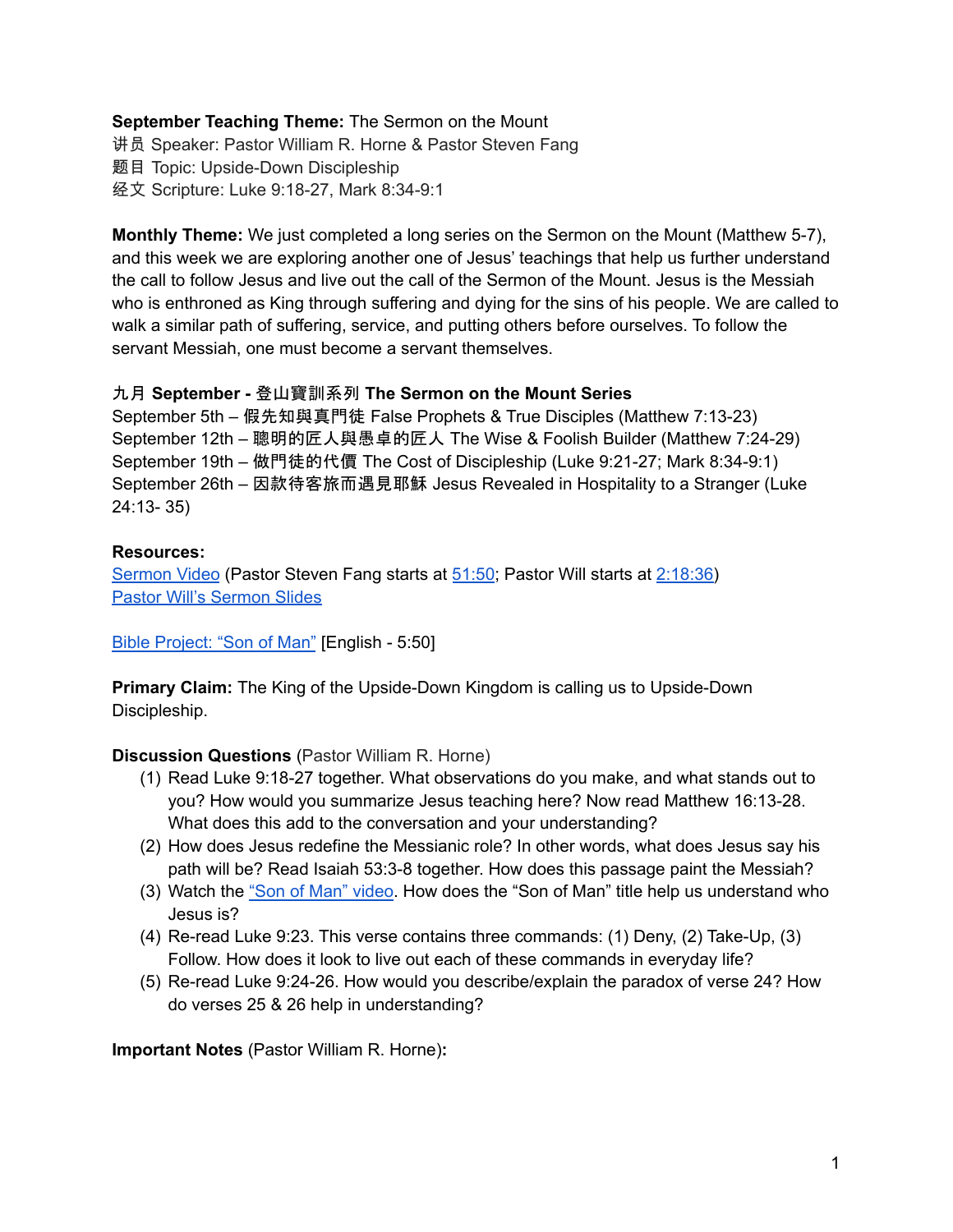**September Teaching Theme:** The Sermon on the Mount
讲员 Speaker: Pastor William R. Horne & Pastor Steven Fang
题目 Topic: Upside-Down Discipleship
经文 Scripture: Luke 9:18-27, Mark 8:34-9:1

**Monthly Theme:** We just completed a long series on the Sermon on the Mount (Matthew 5-7), and this week we are exploring another one of Jesus' teachings that help us further understand the call to follow Jesus and live out the call of the Sermon of the Mount. Jesus is the Messiah who is enthroned as King through suffering and dying for the sins of his people. We are called to walk a similar path of suffering, service, and putting others before ourselves. To follow the servant Messiah, one must become a servant themselves.

**九月 September - 登山寶訓系列 The Sermon on the Mount Series**
September 5th – 假先知與真門徒 False Prophets & True Disciples (Matthew 7:13-23)
September 12th – 聰明的匠人與愚卓的匠人 The Wise & Foolish Builder (Matthew 7:24-29)
September 19th – 做門徒的代價 The Cost of Discipleship (Luke 9:21-27; Mark 8:34-9:1)
September 26th – 因款待客旅而遇見耶穌 Jesus Revealed in Hospitality to a Stranger (Luke 24:13- 35)

**Resources:**
Sermon Video (Pastor Steven Fang starts at 51:50; Pastor Will starts at 2:18:36)
Pastor Will's Sermon Slides

Bible Project: "Son of Man" [English - 5:50]

**Primary Claim:** The King of the Upside-Down Kingdom is calling us to Upside-Down Discipleship.

**Discussion Questions** (Pastor William R. Horne)

(1) Read Luke 9:18-27 together. What observations do you make, and what stands out to you? How would you summarize Jesus teaching here? Now read Matthew 16:13-28. What does this add to the conversation and your understanding?
(2) How does Jesus redefine the Messianic role? In other words, what does Jesus say his path will be? Read Isaiah 53:3-8 together. How does this passage paint the Messiah?
(3) Watch the "Son of Man" video. How does the "Son of Man" title help us understand who Jesus is?
(4) Re-read Luke 9:23. This verse contains three commands: (1) Deny, (2) Take-Up, (3) Follow. How does it look to live out each of these commands in everyday life?
(5) Re-read Luke 9:24-26. How would you describe/explain the paradox of verse 24? How do verses 25 & 26 help in understanding?

**Important Notes** (Pastor William R. Horne)**:**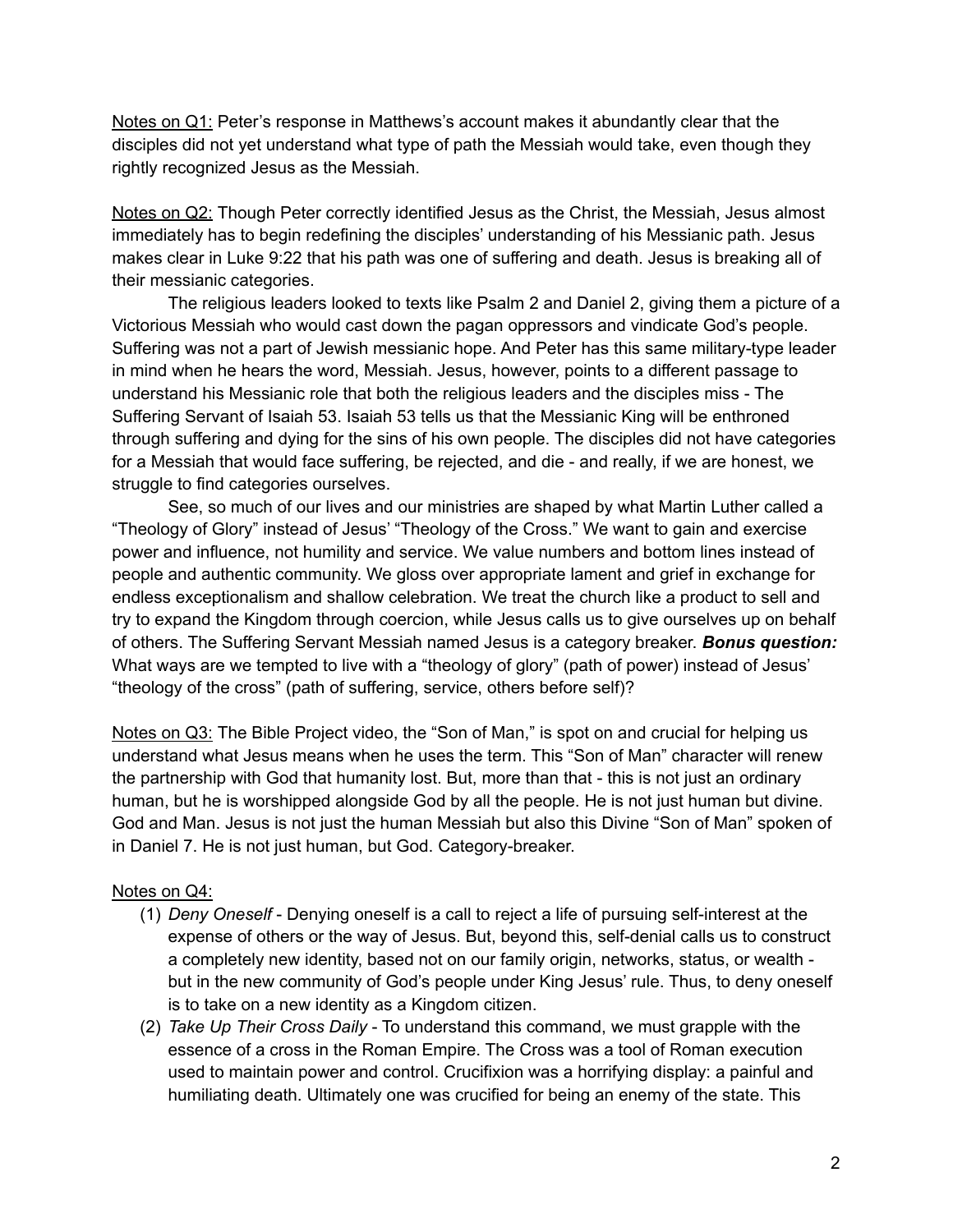Notes on Q1: Peter's response in Matthews's account makes it abundantly clear that the disciples did not yet understand what type of path the Messiah would take, even though they rightly recognized Jesus as the Messiah.

Notes on Q2: Though Peter correctly identified Jesus as the Christ, the Messiah, Jesus almost immediately has to begin redefining the disciples' understanding of his Messianic path. Jesus makes clear in Luke 9:22 that his path was one of suffering and death. Jesus is breaking all of their messianic categories.

The religious leaders looked to texts like Psalm 2 and Daniel 2, giving them a picture of a Victorious Messiah who would cast down the pagan oppressors and vindicate God's people. Suffering was not a part of Jewish messianic hope. And Peter has this same military-type leader in mind when he hears the word, Messiah. Jesus, however, points to a different passage to understand his Messianic role that both the religious leaders and the disciples miss - The Suffering Servant of Isaiah 53. Isaiah 53 tells us that the Messianic King will be enthroned through suffering and dying for the sins of his own people. The disciples did not have categories for a Messiah that would face suffering, be rejected, and die - and really, if we are honest, we struggle to find categories ourselves.

See, so much of our lives and our ministries are shaped by what Martin Luther called a "Theology of Glory" instead of Jesus' "Theology of the Cross." We want to gain and exercise power and influence, not humility and service. We value numbers and bottom lines instead of people and authentic community. We gloss over appropriate lament and grief in exchange for endless exceptionalism and shallow celebration. We treat the church like a product to sell and try to expand the Kingdom through coercion, while Jesus calls us to give ourselves up on behalf of others. The Suffering Servant Messiah named Jesus is a category breaker. ***Bonus question:*** What ways are we tempted to live with a "theology of glory" (path of power) instead of Jesus' "theology of the cross" (path of suffering, service, others before self)?

Notes on Q3: The Bible Project video, the "Son of Man," is spot on and crucial for helping us understand what Jesus means when he uses the term. This "Son of Man" character will renew the partnership with God that humanity lost. But, more than that - this is not just an ordinary human, but he is worshipped alongside God by all the people. He is not just human but divine. God and Man. Jesus is not just the human Messiah but also this Divine "Son of Man" spoken of in Daniel 7. He is not just human, but God. Category-breaker.

Notes on Q4:

(1) *Deny Oneself* - Denying oneself is a call to reject a life of pursuing self-interest at the expense of others or the way of Jesus. But, beyond this, self-denial calls us to construct a completely new identity, based not on our family origin, networks, status, or wealth - but in the new community of God's people under King Jesus' rule. Thus, to deny oneself is to take on a new identity as a Kingdom citizen.

(2) *Take Up Their Cross Daily* - To understand this command, we must grapple with the essence of a cross in the Roman Empire. The Cross was a tool of Roman execution used to maintain power and control. Crucifixion was a horrifying display: a painful and humiliating death. Ultimately one was crucified for being an enemy of the state. This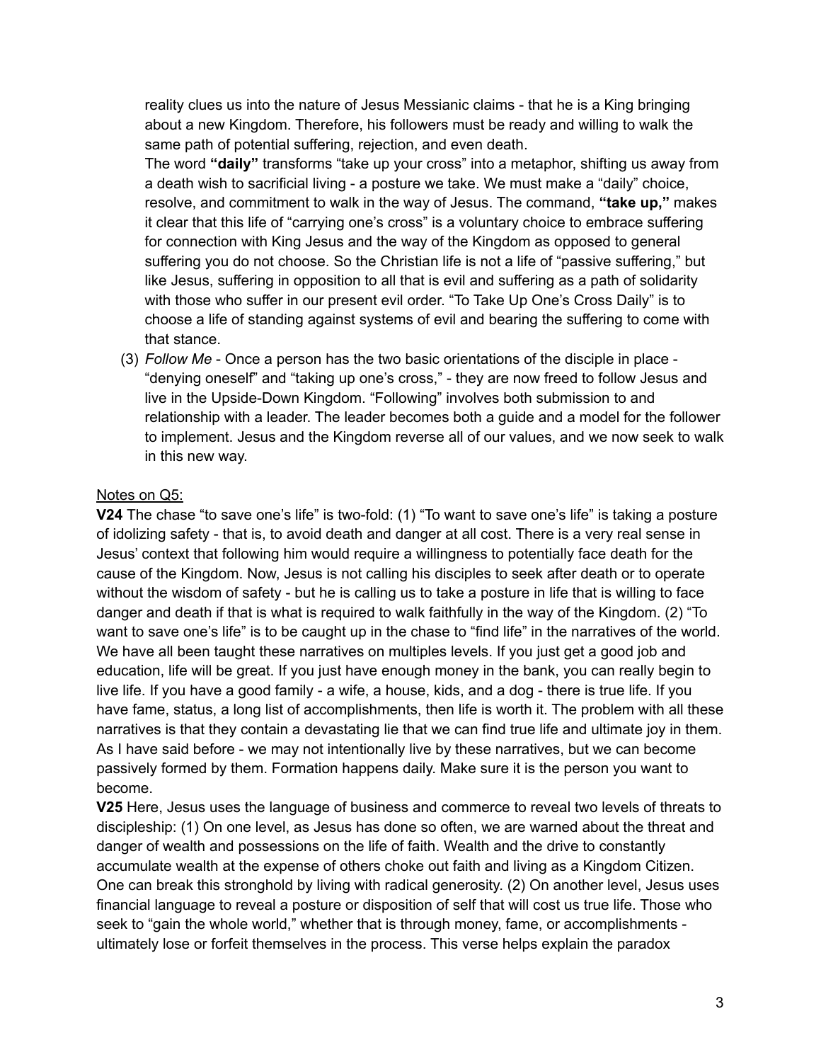reality clues us into the nature of Jesus Messianic claims - that he is a King bringing about a new Kingdom. Therefore, his followers must be ready and willing to walk the same path of potential suffering, rejection, and even death.

The word **"daily"** transforms "take up your cross" into a metaphor, shifting us away from a death wish to sacrificial living - a posture we take. We must make a "daily" choice, resolve, and commitment to walk in the way of Jesus. The command, **"take up,"** makes it clear that this life of "carrying one's cross" is a voluntary choice to embrace suffering for connection with King Jesus and the way of the Kingdom as opposed to general suffering you do not choose. So the Christian life is not a life of "passive suffering," but like Jesus, suffering in opposition to all that is evil and suffering as a path of solidarity with those who suffer in our present evil order. "To Take Up One's Cross Daily" is to choose a life of standing against systems of evil and bearing the suffering to come with that stance.

(3) *Follow Me* - Once a person has the two basic orientations of the disciple in place - "denying oneself" and "taking up one's cross," - they are now freed to follow Jesus and live in the Upside-Down Kingdom. "Following" involves both submission to and relationship with a leader. The leader becomes both a guide and a model for the follower to implement. Jesus and the Kingdom reverse all of our values, and we now seek to walk in this new way.

<u>Notes on Q5:</u>

**V24** The chase "to save one's life" is two-fold: (1) "To want to save one's life" is taking a posture of idolizing safety - that is, to avoid death and danger at all cost. There is a very real sense in Jesus' context that following him would require a willingness to potentially face death for the cause of the Kingdom. Now, Jesus is not calling his disciples to seek after death or to operate without the wisdom of safety - but he is calling us to take a posture in life that is willing to face danger and death if that is what is required to walk faithfully in the way of the Kingdom. (2) "To want to save one's life" is to be caught up in the chase to "find life" in the narratives of the world. We have all been taught these narratives on multiples levels. If you just get a good job and education, life will be great. If you just have enough money in the bank, you can really begin to live life. If you have a good family - a wife, a house, kids, and a dog - there is true life. If you have fame, status, a long list of accomplishments, then life is worth it. The problem with all these narratives is that they contain a devastating lie that we can find true life and ultimate joy in them. As I have said before - we may not intentionally live by these narratives, but we can become passively formed by them. Formation happens daily. Make sure it is the person you want to become.

**V25** Here, Jesus uses the language of business and commerce to reveal two levels of threats to discipleship: (1) On one level, as Jesus has done so often, we are warned about the threat and danger of wealth and possessions on the life of faith. Wealth and the drive to constantly accumulate wealth at the expense of others choke out faith and living as a Kingdom Citizen. One can break this stronghold by living with radical generosity. (2) On another level, Jesus uses financial language to reveal a posture or disposition of self that will cost us true life. Those who seek to "gain the whole world," whether that is through money, fame, or accomplishments - ultimately lose or forfeit themselves in the process. This verse helps explain the paradox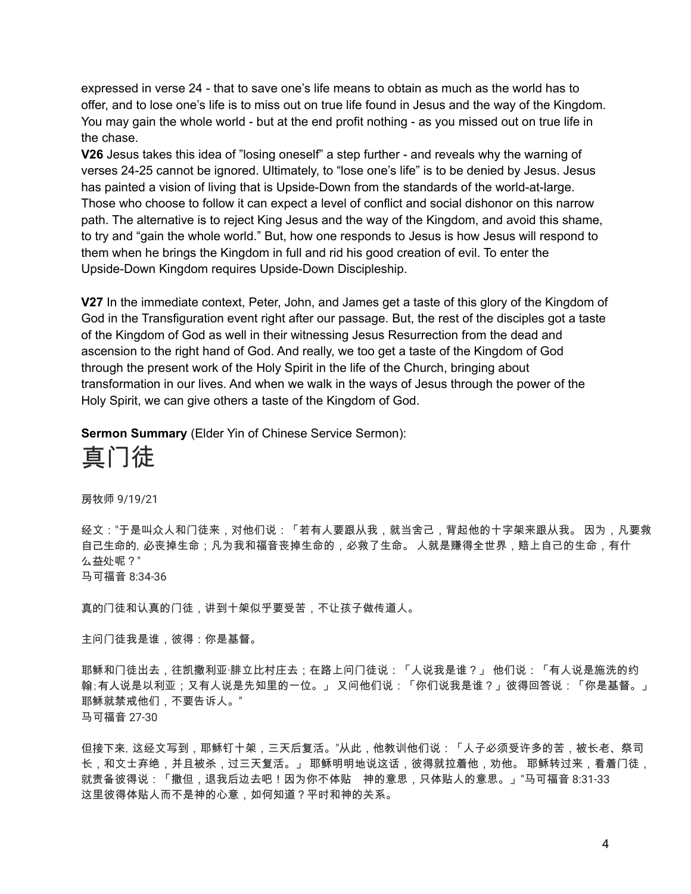expressed in verse 24 - that to save one's life means to obtain as much as the world has to offer, and to lose one's life is to miss out on true life found in Jesus and the way of the Kingdom. You may gain the whole world - but at the end profit nothing - as you missed out on true life in the chase.

**V26** Jesus takes this idea of "losing oneself" a step further - and reveals why the warning of verses 24-25 cannot be ignored. Ultimately, to "lose one's life" is to be denied by Jesus. Jesus has painted a vision of living that is Upside-Down from the standards of the world-at-large. Those who choose to follow it can expect a level of conflict and social dishonor on this narrow path. The alternative is to reject King Jesus and the way of the Kingdom, and avoid this shame, to try and "gain the whole world." But, how one responds to Jesus is how Jesus will respond to them when he brings the Kingdom in full and rid his good creation of evil. To enter the Upside-Down Kingdom requires Upside-Down Discipleship.

**V27** In the immediate context, Peter, John, and James get a taste of this glory of the Kingdom of God in the Transfiguration event right after our passage. But, the rest of the disciples got a taste of the Kingdom of God as well in their witnessing Jesus Resurrection from the dead and ascension to the right hand of God. And really, we too get a taste of the Kingdom of God through the present work of the Holy Spirit in the life of the Church, bringing about transformation in our lives. And when we walk in the ways of Jesus through the power of the Holy Spirit, we can give others a taste of the Kingdom of God.

**Sermon Summary** (Elder Yin of Chinese Service Sermon):

# 真门徒

房牧师 9/19/21

经文："于是叫众人和门徒来，对他们说：「若有人要跟从我，就当舍己，背起他的十字架来跟从我。 因为，凡要救自己生命的，必丧掉生命；凡为我和福音丧掉生命的，必救了生命。 人就是赚得全世界，赔上自己的生命，有什么益处呢？"
马可福音 8:34-36

真的门徒和认真的门徒，讲到十架似乎要受苦，不让孩子做传道人。

主问门徒我是谁，彼得：你是基督。

耶稣和门徒出去，往凯撒利亚·腓立比村庄去；在路上问门徒说：「人说我是谁？」 他们说：「有人说是施洗的约翰;有人说是以利亚；又有人说是先知里的一位。」 又问他们说：「你们说我是谁？」彼得回答说：「你是基督。」 耶稣就禁戒他们，不要告诉人。"
马可福音 27-30

但接下来，这经文写到，耶稣钉十架，三天后复活。"从此，他教训他们说：「人子必须受许多的苦，被长老、祭司长，和文士弃绝，并且被杀，过三天复活。」 耶稣明明地说这话，彼得就拉着他，劝他。 耶稣转过来，看着门徒，就责备彼得说：「撒但，退我后边去吧！因为你不体贴　神的意思，只体贴人的意思。」"马可福音 8:31-33
这里彼得体贴人而不是神的心意，如何知道？平时和神的关系。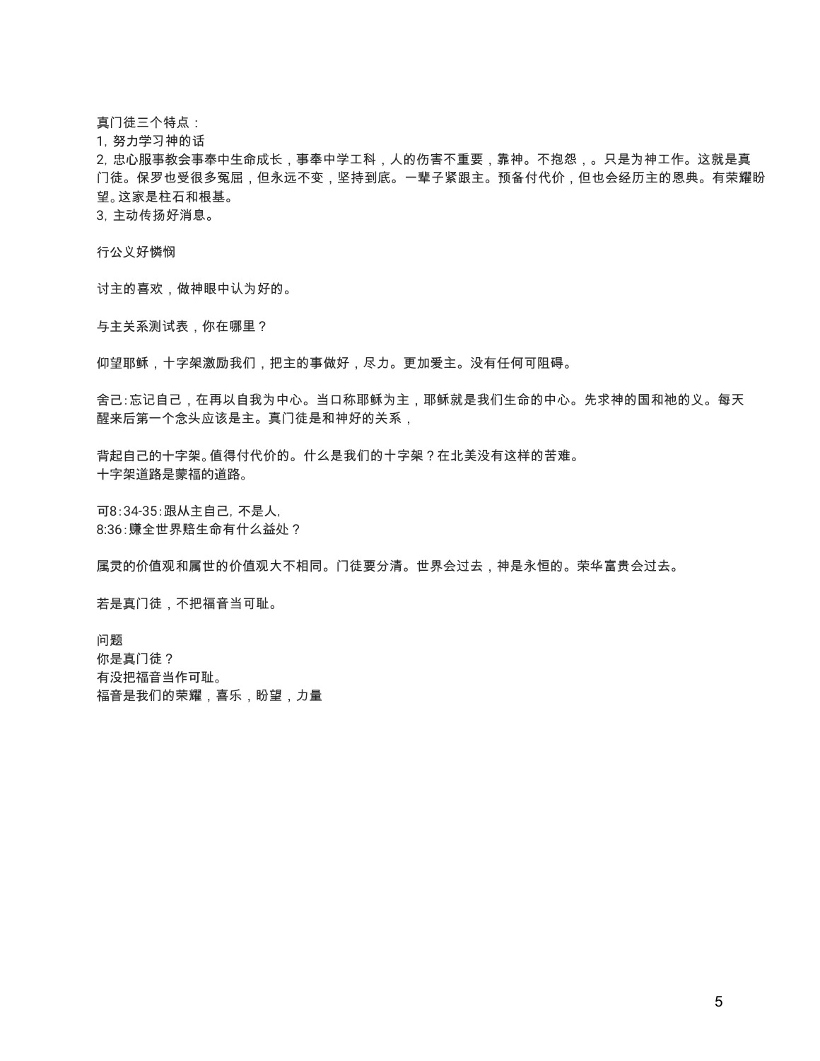真门徒三个特点：

1, 努力学习神的话
2, 忠心服事教会事奉中生命成长，事奉中学工科，人的伤害不重要，靠神。不抱怨，。只是为神工作。这就是真门徒。保罗也受很多冤屈，但永远不变，坚持到底。一辈子紧跟主。预备付代价，但也会经历主的恩典。有荣耀盼望。这家是柱石和根基。
3, 主动传扬好消息。

行公义好怜悯

讨主的喜欢，做神眼中认为好的。

与主关系测试表，你在哪里？

仰望耶稣，十字架激励我们，把主的事做好，尽力。更加爱主。没有任何可阻碍。

舍己：忘记自己，在再以自我为中心。当口称耶稣为主，耶稣就是我们生命的中心。先求神的国和祂的义。每天醒来后第一个念头应该是主。真门徒是和神好的关系，

背起自己的十字架。值得付代价的。什么是我们的十字架？在北美没有这样的苦难。
十字架道路是蒙福的道路。

可8:34-35:跟从主自己, 不是人,
8:36:赚全世界赔生命有什么益处？

属灵的价值观和属世的价值观大不相同。门徒要分清。世界会过去，神是永恒的。荣华富贵会过去。

若是真门徒，不把福音当可耻。

问题
你是真门徒？
有没把福音当作可耻。
福音是我们的荣耀，喜乐，盼望，力量